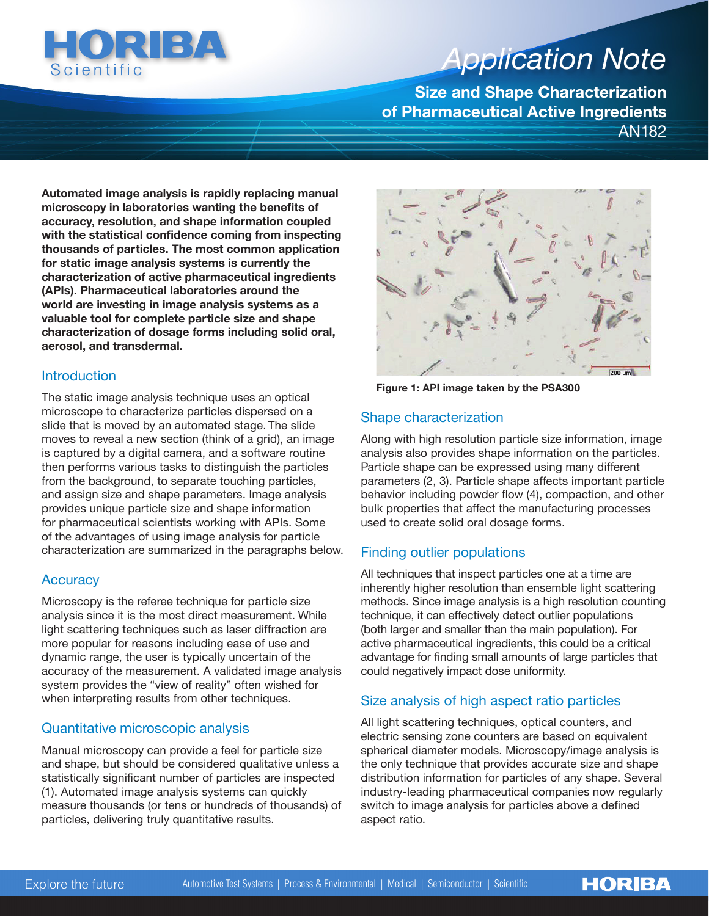# Application Note

## Size and Shape Characterization of Pharmaceutical Active Ingredients

AN182

**Automated image analysis is rapidly replacing manual microscopy in laboratories wanting the benefits of accuracy, resolution, and shape information coupled with the statistical confidence coming from inspecting thousands of particles. The most common application for static image analysis systems is currently the characterization of active pharmaceutical ingredients (APIs). Pharmaceutical laboratories around the world are investing in image analysis systems as a valuable tool for complete particle size and shape characterization of dosage forms including solid oral, aerosol, and transdermal.**

### Introduction

The static image analysis technique uses an optical microscope to characterize particles dispersed on a slide that is moved by an automated stage. The slide moves to reveal a new section (think of a grid), an image is captured by a digital camera, and a software routine then performs various tasks to distinguish the particles from the background, to separate touching particles, and assign size and shape parameters. Image analysis provides unique particle size and shape information for pharmaceutical scientists working with APIs. Some of the advantages of using image analysis for particle characterization are summarized in the paragraphs below.

### Accuracy

Microscopy is the referee technique for particle size analysis since it is the most direct measurement. While light scattering techniques such as laser diffraction are more popular for reasons including ease of use and dynamic range, the user is typically uncertain of the accuracy of the measurement. A validated image analysis system provides the "view of reality" often wished for when interpreting results from other techniques.

### Quantitative microscopic analysis

Manual microscopy can provide a feel for particle size and shape, but should be considered qualitative unless a statistically significant number of particles are inspected (1). Automated image analysis systems can quickly measure thousands (or tens or hundreds of thousands) of particles, delivering truly quantitative results.

**Figure 1: API image taken by the PSA300**

### Shape characterization

Along with high resolution particle size information, image analysis also provides shape information on the particles. Particle shape can be expressed using many different parameters (2, 3). Particle shape affects important particle behavior including powder flow (4), compaction, and other bulk properties that affect the manufacturing processes used to create solid oral dosage forms.

### Finding outlier populations

All techniques that inspect particles one at a time are inherently higher resolution than ensemble light scattering methods. Since image analysis is a high resolution counting technique, it can effectively detect outlier populations (both larger and smaller than the main population). For active pharmaceutical ingredients, this could be a critical advantage for finding small amounts of large particles that could negatively impact dose uniformity.

### Size analysis of high aspect ratio particles

All light scattering techniques, optical counters, and electric sensing zone counters are based on equivalent spherical diameter models. Microscopy/image analysis is the only technique that provides accurate size and shape distribution information for particles of any shape. Several industry-leading pharmaceutical companies now regularly switch to image analysis for particles above a defined aspect ratio.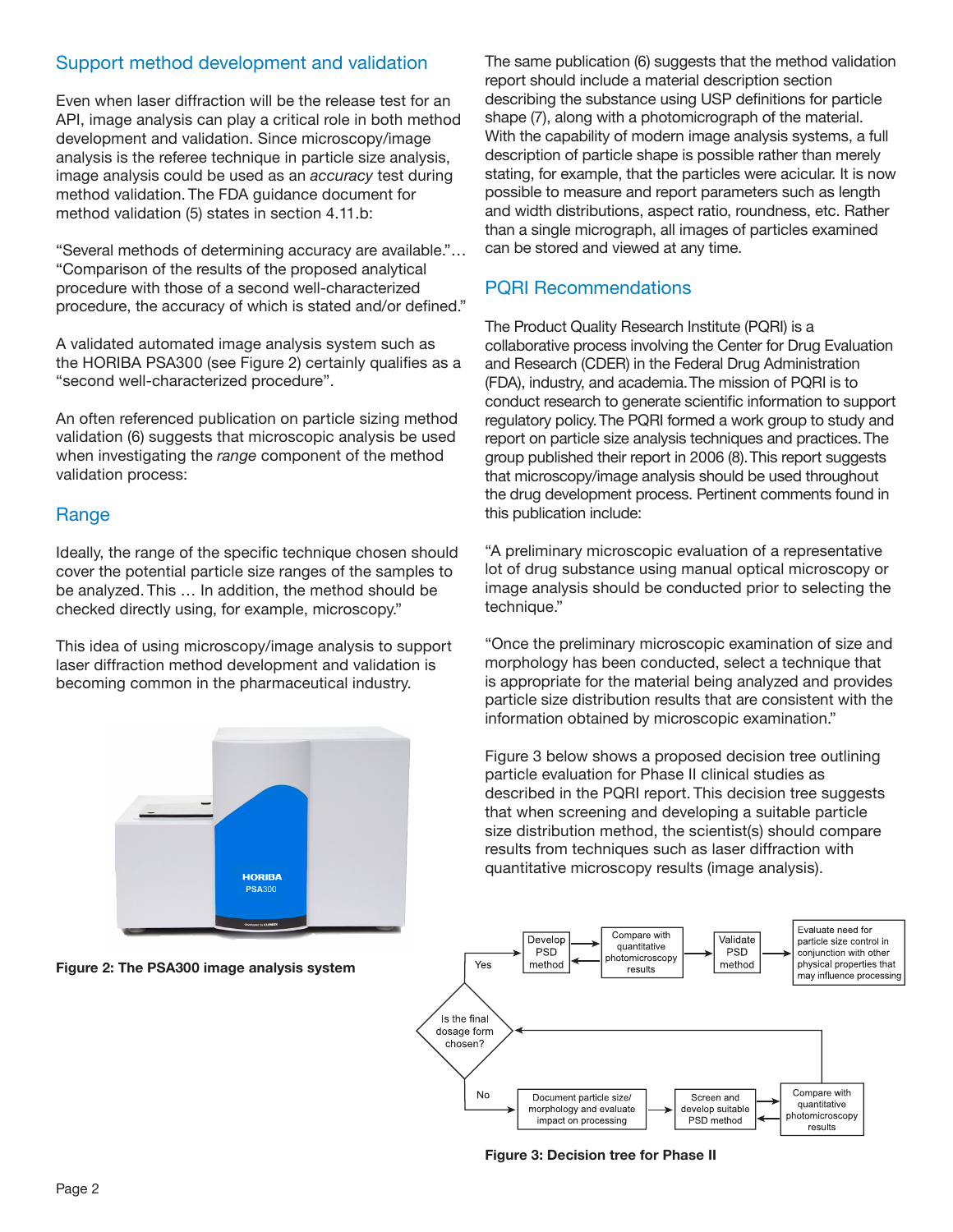## Support method development and validation

Even when laser diffraction will be the release test for an API, image analysis can play a critical role in both method development and validation. Since microscopy/image analysis is the referee technique in particle size analysis, image analysis could be used as an *accuracy* test during method validation. The FDA guidance document for method validation (5) states in section 4.11.b:

"Several methods of determining accuracy are available."… "Comparison of the results of the proposed analytical procedure with those of a second well-characterized procedure, the accuracy of which is stated and/or defined."

A validated automated image analysis system such as the HORIBA PSA300 (see Figure 2) certainly qualifies as a "second well-characterized procedure".

An often referenced publication on particle sizing method validation (6) suggests that microscopic analysis be used when investigating the *range* component of the method validation process:

## Range

Ideally, the range of the specific technique chosen should cover the potential particle size ranges of the samples to be analyzed. This … In addition, the method should be checked directly using, for example, microscopy."

This idea of using microscopy/image analysis to support laser diffraction method development and validation is becoming common in the pharmaceutical industry.

**Figure 2: The PSA300 image analysis system**

The same publication (6) suggests that the method validation report should include a material description section describing the substance using USP definitions for particle shape (7), along with a photomicrograph of the material. With the capability of modern image analysis systems, a full description of particle shape is possible rather than merely stating, for example, that the particles were acicular. It is now possible to measure and report parameters such as length and width distributions, aspect ratio, roundness, etc. Rather than a single micrograph, all images of particles examined can be stored and viewed at any time.

## PQRI Recommendations

The Product Quality Research Institute (PQRI) is a collaborative process involving the Center for Drug Evaluation and Research (CDER) in the Federal Drug Administration (FDA), industry, and academia. The mission of PQRI is to conduct research to generate scientific information to support regulatory policy. The PQRI formed a work group to study and report on particle size analysis techniques and practices. The group published their report in 2006 (8). This report suggests that microscopy/image analysis should be used throughout the drug development process. Pertinent comments found in this publication include:

"A preliminary microscopic evaluation of a representative lot of drug substance using manual optical microscopy or image analysis should be conducted prior to selecting the technique."

"Once the preliminary microscopic examination of size and morphology has been conducted, select a technique that is appropriate for the material being analyzed and provides particle size distribution results that are consistent with the information obtained by microscopic examination."

Figure 3 below shows a proposed decision tree outlining particle evaluation for Phase II clinical studies as described in the PQRI report. This decision tree suggests that when screening and developing a suitable particle size distribution method, the scientist(s) should compare results from techniques such as laser diffraction with quantitative microscopy results (image analysis).

Is the final dosage form chosen?
- Yes → Develop PSD method ⇄ Compare with quantitative photomicroscopy results → Validate PSD method → Evaluate need for particle size control in conjunction with other physical properties that may influence processing
- No → Document particle size/morphology and evaluate impact on processing → Screen and develop suitable PSD method ⇄ Compare with quantitative photomicroscopy results → (back to "Is the final dosage form chosen?")

**Figure 3: Decision tree for Phase II**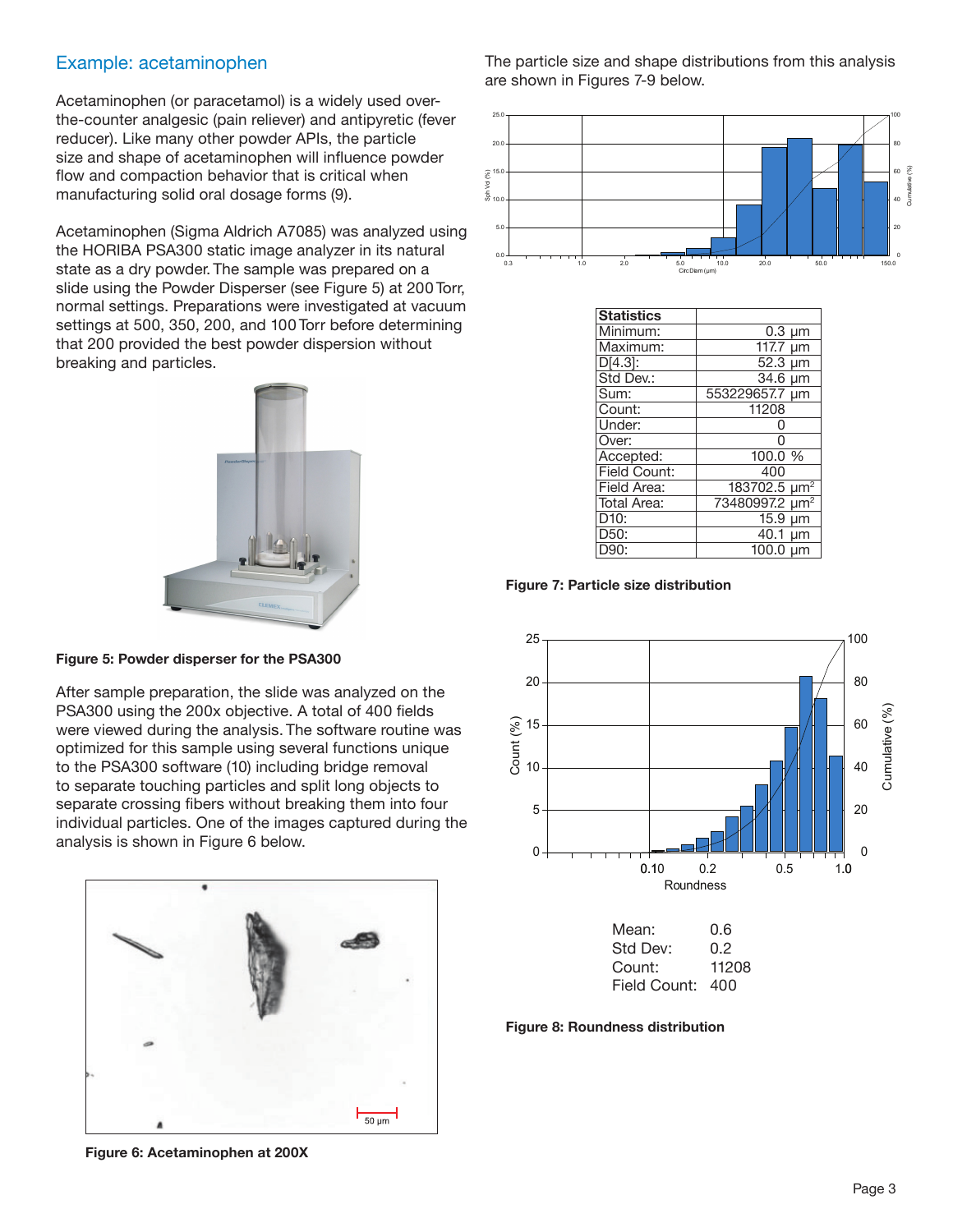## Example: acetaminophen

Acetaminophen (or paracetamol) is a widely used over-the-counter analgesic (pain reliever) and antipyretic (fever reducer). Like many other powder APIs, the particle size and shape of acetaminophen will influence powder flow and compaction behavior that is critical when manufacturing solid oral dosage forms (9).

Acetaminophen (Sigma Aldrich A7085) was analyzed using the HORIBA PSA300 static image analyzer in its natural state as a dry powder. The sample was prepared on a slide using the Powder Disperser (see Figure 5) at 200 Torr, normal settings. Preparations were investigated at vacuum settings at 500, 350, 200, and 100 Torr before determining that 200 provided the best powder dispersion without breaking and particles.

**Figure 5: Powder disperser for the PSA300**

After sample preparation, the slide was analyzed on the PSA300 using the 200x objective. A total of 400 fields were viewed during the analysis. The software routine was optimized for this sample using several functions unique to the PSA300 software (10) including bridge removal to separate touching particles and split long objects to separate crossing fibers without breaking them into four individual particles. One of the images captured during the analysis is shown in Figure 6 below.

**Figure 6: Acetaminophen at 200X**

The particle size and shape distributions from this analysis are shown in Figures 7-9 below.

| Statistics | |
|---|---|
| Minimum: | 0.3 µm |
| Maximum: | 117.7 µm |
| D[4.3]: | 52.3 µm |
| Std Dev.: | 34.6 µm |
| Sum: | 553229657.7 µm |
| Count: | 11208 |
| Under: | 0 |
| Over: | 0 |
| Accepted: | 100.0 % |
| Field Count: | 400 |
| Field Area: | 183702.5 µm² |
| Total Area: | 73480997.2 µm² |
| D10: | 15.9 µm |
| D50: | 40.1 µm |
| D90: | 100.0 µm |

**Figure 7: Particle size distribution**

| | |
|---|---|
| Mean: | 0.6 |
| Std Dev: | 0.2 |
| Count: | 11208 |
| Field Count: | 400 |

**Figure 8: Roundness distribution**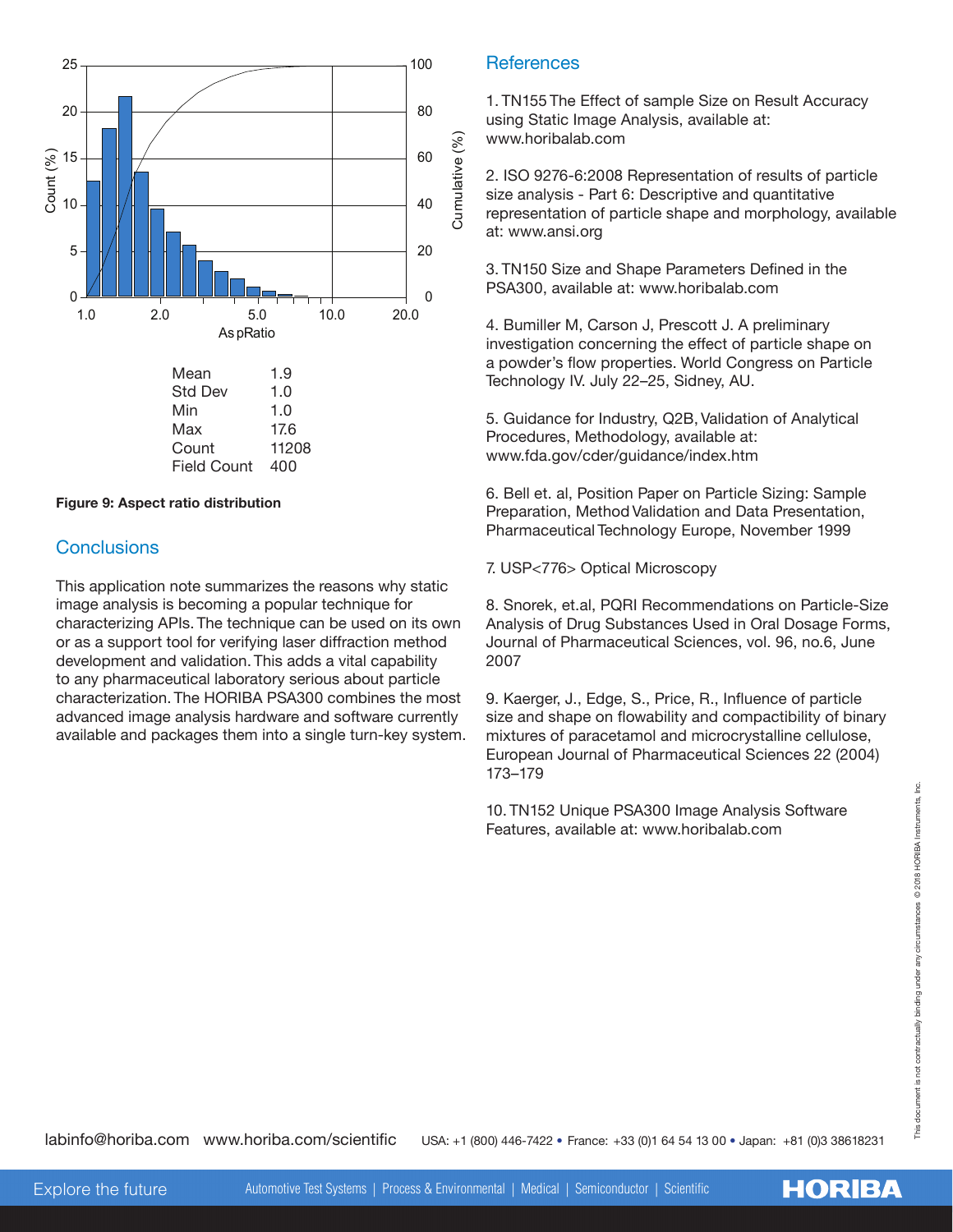25
20
15
10
5
0
Count (%)
100
80
60
40
20
0
Cumulative (%)
1.0
2.0
5.0
10.0
20.0
As pRatio

| | |
|---|---|
| Mean | 1.9 |
| Std Dev | 1.0 |
| Min | 1.0 |
| Max | 17.6 |
| Count | 11208 |
| Field Count | 400 |

**Figure 9: Aspect ratio distribution**

## Conclusions

This application note summarizes the reasons why static image analysis is becoming a popular technique for characterizing APIs. The technique can be used on its own or as a support tool for verifying laser diffraction method development and validation. This adds a vital capability to any pharmaceutical laboratory serious about particle characterization. The HORIBA PSA300 combines the most advanced image analysis hardware and software currently available and packages them into a single turn-key system.

## References

1. TN155 The Effect of sample Size on Result Accuracy using Static Image Analysis, available at: www.horibalab.com

2. ISO 9276-6:2008 Representation of results of particle size analysis - Part 6: Descriptive and quantitative representation of particle shape and morphology, available at: www.ansi.org

3. TN150 Size and Shape Parameters Defined in the PSA300, available at: www.horibalab.com

4. Bumiller M, Carson J, Prescott J. A preliminary investigation concerning the effect of particle shape on a powder's flow properties. World Congress on Particle Technology IV. July 22–25, Sidney, AU.

5. Guidance for Industry, Q2B, Validation of Analytical Procedures, Methodology, available at: www.fda.gov/cder/guidance/index.htm

6. Bell et. al, Position Paper on Particle Sizing: Sample Preparation, Method Validation and Data Presentation, Pharmaceutical Technology Europe, November 1999

7. USP<776> Optical Microscopy

8. Snorek, et.al, PQRI Recommendations on Particle-Size Analysis of Drug Substances Used in Oral Dosage Forms, Journal of Pharmaceutical Sciences, vol. 96, no.6, June 2007

9. Kaerger, J., Edge, S., Price, R., Influence of particle size and shape on flowability and compactibility of binary mixtures of paracetamol and microcrystalline cellulose, European Journal of Pharmaceutical Sciences 22 (2004) 173–179

10. TN152 Unique PSA300 Image Analysis Software Features, available at: www.horibalab.com

This document is not contractually binding under any circumstances © 2018 HORIBA Instruments, Inc.

labinfo@horiba.com www.horiba.com/scientific USA: +1 (800) 446-7422 • France: +33 (0)1 64 54 13 00 • Japan: +81 (0)3 38618231

Explore the future | Automotive Test Systems | Process & Environmental | Medical | Semiconductor | Scientific | HORIBA